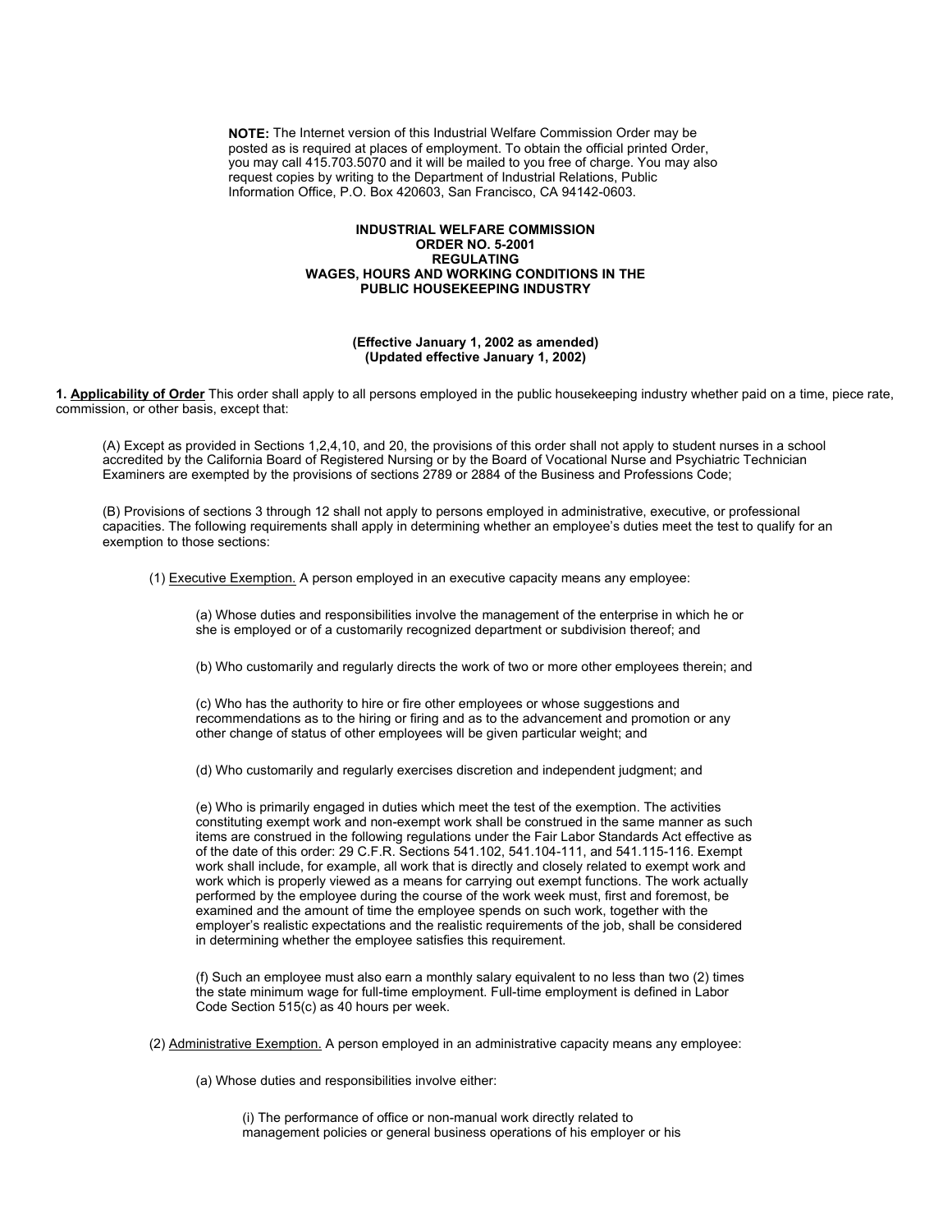**NOTE:** The Internet version of this Industrial Welfare Commission Order may be posted as is required at places of employment. To obtain the official printed Order, you may call 415.703.5070 and it will be mailed to you free of charge. You may also request copies by writing to the Department of Industrial Relations, Public Information Office, P.O. Box 420603, San Francisco, CA 94142-0603.

# INDUSTRIAL WELFARE COMMISSION ORDER NO. 5-2001 REGULATING WAGES, HOURS AND WORKING CONDITIONS IN THE PUBLIC HOUSEKEEPING INDUSTRY

**(Effective January 1, 2002 as amended)**
**(Updated effective January 1, 2002)**

**1. Applicability of Order** This order shall apply to all persons employed in the public housekeeping industry whether paid on a time, piece rate, commission, or other basis, except that:

(A) Except as provided in Sections 1,2,4,10, and 20, the provisions of this order shall not apply to student nurses in a school accredited by the California Board of Registered Nursing or by the Board of Vocational Nurse and Psychiatric Technician Examiners are exempted by the provisions of sections 2789 or 2884 of the Business and Professions Code;

(B) Provisions of sections 3 through 12 shall not apply to persons employed in administrative, executive, or professional capacities. The following requirements shall apply in determining whether an employee's duties meet the test to qualify for an exemption to those sections:

(1) Executive Exemption. A person employed in an executive capacity means any employee:

(a) Whose duties and responsibilities involve the management of the enterprise in which he or she is employed or of a customarily recognized department or subdivision thereof; and

(b) Who customarily and regularly directs the work of two or more other employees therein; and

(c) Who has the authority to hire or fire other employees or whose suggestions and recommendations as to the hiring or firing and as to the advancement and promotion or any other change of status of other employees will be given particular weight; and

(d) Who customarily and regularly exercises discretion and independent judgment; and

(e) Who is primarily engaged in duties which meet the test of the exemption. The activities constituting exempt work and non-exempt work shall be construed in the same manner as such items are construed in the following regulations under the Fair Labor Standards Act effective as of the date of this order: 29 C.F.R. Sections 541.102, 541.104-111, and 541.115-116. Exempt work shall include, for example, all work that is directly and closely related to exempt work and work which is properly viewed as a means for carrying out exempt functions. The work actually performed by the employee during the course of the work week must, first and foremost, be examined and the amount of time the employee spends on such work, together with the employer's realistic expectations and the realistic requirements of the job, shall be considered in determining whether the employee satisfies this requirement.

(f) Such an employee must also earn a monthly salary equivalent to no less than two (2) times the state minimum wage for full-time employment. Full-time employment is defined in Labor Code Section 515(c) as 40 hours per week.

(2) Administrative Exemption. A person employed in an administrative capacity means any employee:

(a) Whose duties and responsibilities involve either:

(i) The performance of office or non-manual work directly related to management policies or general business operations of his employer or his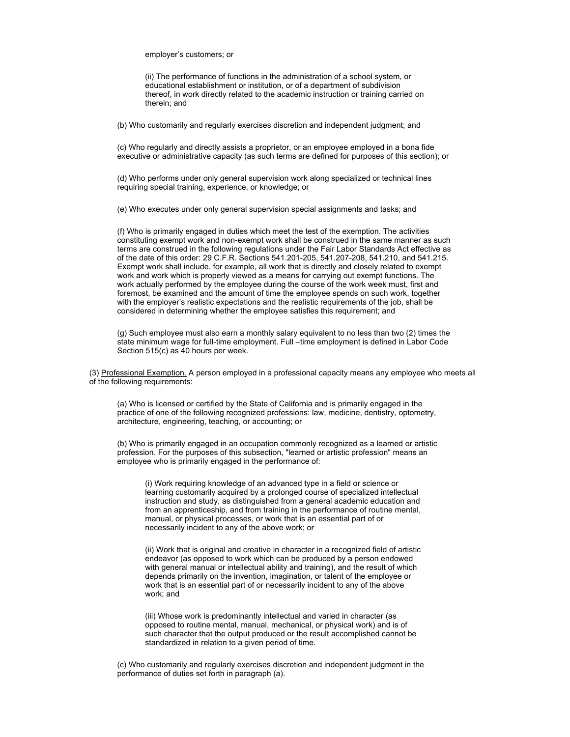employer's customers; or

(ii) The performance of functions in the administration of a school system, or educational establishment or institution, or of a department of subdivision thereof, in work directly related to the academic instruction or training carried on therein; and

(b) Who customarily and regularly exercises discretion and independent judgment; and

(c) Who regularly and directly assists a proprietor, or an employee employed in a bona fide executive or administrative capacity (as such terms are defined for purposes of this section); or

(d) Who performs under only general supervision work along specialized or technical lines requiring special training, experience, or knowledge; or

(e) Who executes under only general supervision special assignments and tasks; and

(f) Who is primarily engaged in duties which meet the test of the exemption. The activities constituting exempt work and non-exempt work shall be construed in the same manner as such terms are construed in the following regulations under the Fair Labor Standards Act effective as of the date of this order: 29 C.F.R. Sections 541.201-205, 541.207-208, 541.210, and 541.215. Exempt work shall include, for example, all work that is directly and closely related to exempt work and work which is properly viewed as a means for carrying out exempt functions. The work actually performed by the employee during the course of the work week must, first and foremost, be examined and the amount of time the employee spends on such work, together with the employer's realistic expectations and the realistic requirements of the job, shall be considered in determining whether the employee satisfies this requirement; and

(g) Such employee must also earn a monthly salary equivalent to no less than two (2) times the state minimum wage for full-time employment. Full –time employment is defined in Labor Code Section 515(c) as 40 hours per week.

(3) <u>Professional Exemption.</u> A person employed in a professional capacity means any employee who meets all of the following requirements:

(a) Who is licensed or certified by the State of California and is primarily engaged in the practice of one of the following recognized professions: law, medicine, dentistry, optometry, architecture, engineering, teaching, or accounting; or

(b) Who is primarily engaged in an occupation commonly recognized as a learned or artistic profession. For the purposes of this subsection, "learned or artistic profession" means an employee who is primarily engaged in the performance of:

(i) Work requiring knowledge of an advanced type in a field or science or learning customarily acquired by a prolonged course of specialized intellectual instruction and study, as distinguished from a general academic education and from an apprenticeship, and from training in the performance of routine mental, manual, or physical processes, or work that is an essential part of or necessarily incident to any of the above work; or

(ii) Work that is original and creative in character in a recognized field of artistic endeavor (as opposed to work which can be produced by a person endowed with general manual or intellectual ability and training), and the result of which depends primarily on the invention, imagination, or talent of the employee or work that is an essential part of or necessarily incident to any of the above work; and

(iii) Whose work is predominantly intellectual and varied in character (as opposed to routine mental, manual, mechanical, or physical work) and is of such character that the output produced or the result accomplished cannot be standardized in relation to a given period of time.

(c) Who customarily and regularly exercises discretion and independent judgment in the performance of duties set forth in paragraph (a).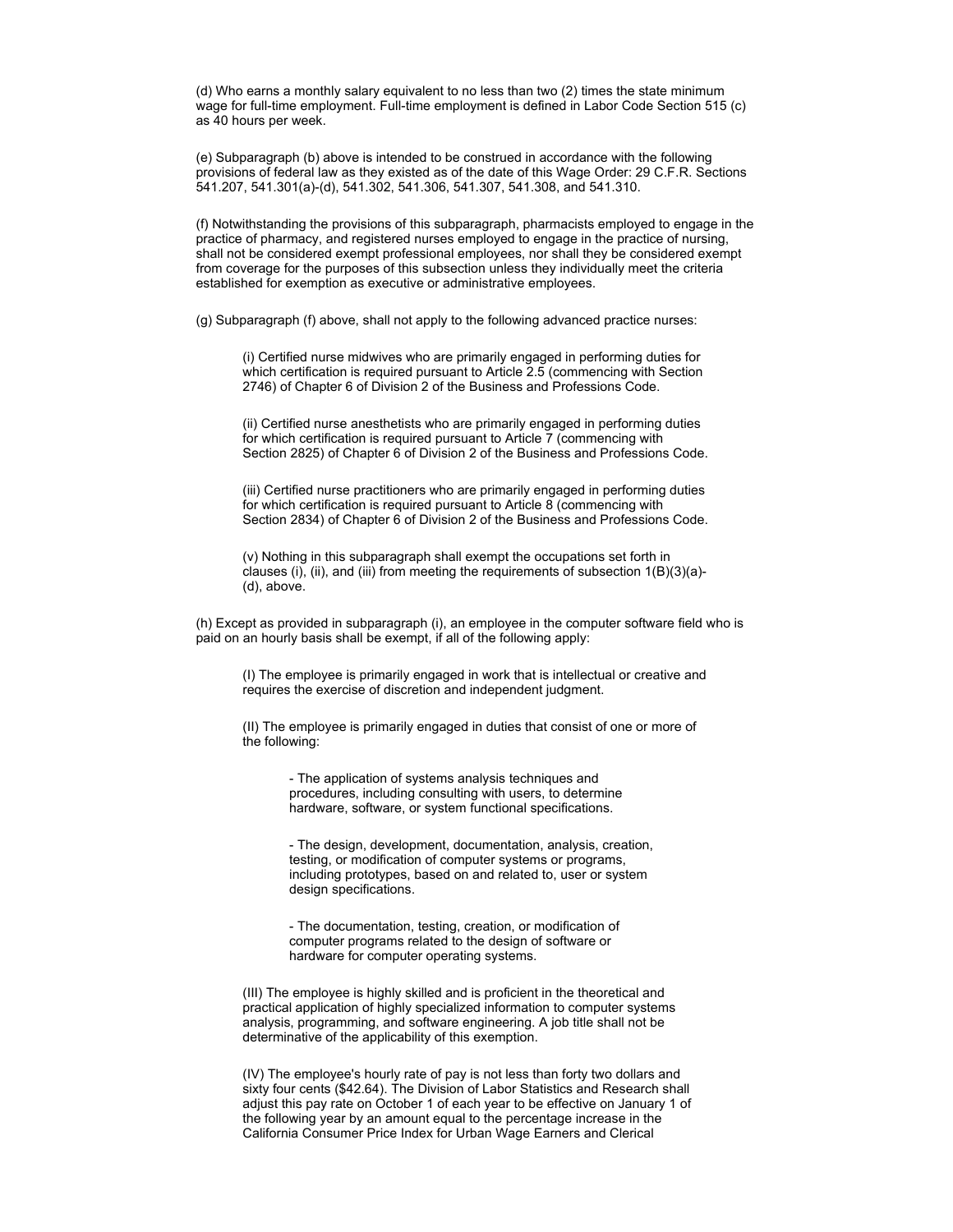(d) Who earns a monthly salary equivalent to no less than two (2) times the state minimum wage for full-time employment. Full-time employment is defined in Labor Code Section 515 (c) as 40 hours per week.

(e) Subparagraph (b) above is intended to be construed in accordance with the following provisions of federal law as they existed as of the date of this Wage Order: 29 C.F.R. Sections 541.207, 541.301(a)-(d), 541.302, 541.306, 541.307, 541.308, and 541.310.

(f) Notwithstanding the provisions of this subparagraph, pharmacists employed to engage in the practice of pharmacy, and registered nurses employed to engage in the practice of nursing, shall not be considered exempt professional employees, nor shall they be considered exempt from coverage for the purposes of this subsection unless they individually meet the criteria established for exemption as executive or administrative employees.

(g) Subparagraph (f) above, shall not apply to the following advanced practice nurses:

> (i) Certified nurse midwives who are primarily engaged in performing duties for which certification is required pursuant to Article 2.5 (commencing with Section 2746) of Chapter 6 of Division 2 of the Business and Professions Code.
>
> (ii) Certified nurse anesthetists who are primarily engaged in performing duties for which certification is required pursuant to Article 7 (commencing with Section 2825) of Chapter 6 of Division 2 of the Business and Professions Code.
>
> (iii) Certified nurse practitioners who are primarily engaged in performing duties for which certification is required pursuant to Article 8 (commencing with Section 2834) of Chapter 6 of Division 2 of the Business and Professions Code.
>
> (v) Nothing in this subparagraph shall exempt the occupations set forth in clauses (i), (ii), and (iii) from meeting the requirements of subsection 1(B)(3)(a)-(d), above.

(h) Except as provided in subparagraph (i), an employee in the computer software field who is paid on an hourly basis shall be exempt, if all of the following apply:

> (I) The employee is primarily engaged in work that is intellectual or creative and requires the exercise of discretion and independent judgment.
>
> (II) The employee is primarily engaged in duties that consist of one or more of the following:
>
> - The application of systems analysis techniques and procedures, including consulting with users, to determine hardware, software, or system functional specifications.
> - The design, development, documentation, analysis, creation, testing, or modification of computer systems or programs, including prototypes, based on and related to, user or system design specifications.
> - The documentation, testing, creation, or modification of computer programs related to the design of software or hardware for computer operating systems.
>
> (III) The employee is highly skilled and is proficient in the theoretical and practical application of highly specialized information to computer systems analysis, programming, and software engineering. A job title shall not be determinative of the applicability of this exemption.
>
> (IV) The employee's hourly rate of pay is not less than forty two dollars and sixty four cents ($42.64). The Division of Labor Statistics and Research shall adjust this pay rate on October 1 of each year to be effective on January 1 of the following year by an amount equal to the percentage increase in the California Consumer Price Index for Urban Wage Earners and Clerical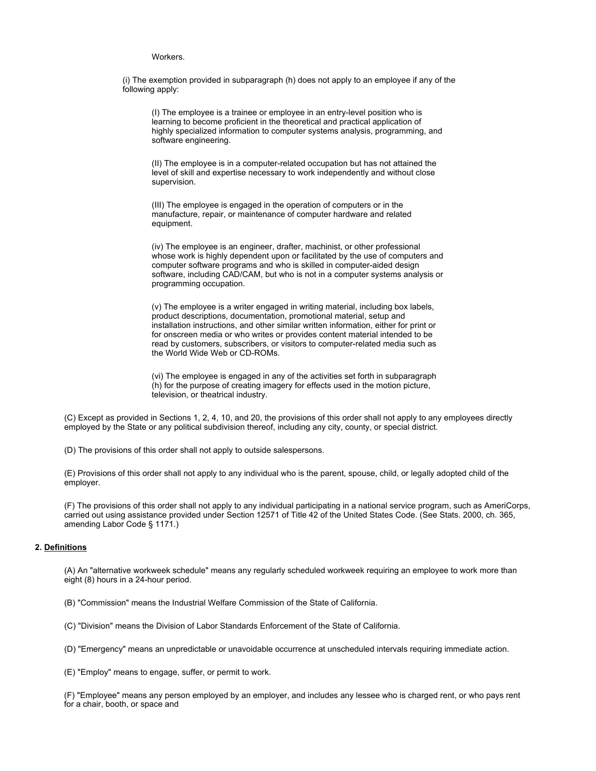Workers.

(i) The exemption provided in subparagraph (h) does not apply to an employee if any of the following apply:

(I) The employee is a trainee or employee in an entry-level position who is learning to become proficient in the theoretical and practical application of highly specialized information to computer systems analysis, programming, and software engineering.

(II) The employee is in a computer-related occupation but has not attained the level of skill and expertise necessary to work independently and without close supervision.

(III) The employee is engaged in the operation of computers or in the manufacture, repair, or maintenance of computer hardware and related equipment.

(iv) The employee is an engineer, drafter, machinist, or other professional whose work is highly dependent upon or facilitated by the use of computers and computer software programs and who is skilled in computer-aided design software, including CAD/CAM, but who is not in a computer systems analysis or programming occupation.

(v) The employee is a writer engaged in writing material, including box labels, product descriptions, documentation, promotional material, setup and installation instructions, and other similar written information, either for print or for onscreen media or who writes or provides content material intended to be read by customers, subscribers, or visitors to computer-related media such as the World Wide Web or CD-ROMs.

(vi) The employee is engaged in any of the activities set forth in subparagraph (h) for the purpose of creating imagery for effects used in the motion picture, television, or theatrical industry.

(C) Except as provided in Sections 1, 2, 4, 10, and 20, the provisions of this order shall not apply to any employees directly employed by the State or any political subdivision thereof, including any city, county, or special district.

(D) The provisions of this order shall not apply to outside salespersons.

(E) Provisions of this order shall not apply to any individual who is the parent, spouse, child, or legally adopted child of the employer.

(F) The provisions of this order shall not apply to any individual participating in a national service program, such as AmeriCorps, carried out using assistance provided under Section 12571 of Title 42 of the United States Code. (See Stats. 2000, ch. 365, amending Labor Code § 1171.)

**2. Definitions**

(A) An "alternative workweek schedule" means any regularly scheduled workweek requiring an employee to work more than eight (8) hours in a 24-hour period.

(B) "Commission" means the Industrial Welfare Commission of the State of California.

(C) "Division" means the Division of Labor Standards Enforcement of the State of California.

(D) "Emergency" means an unpredictable or unavoidable occurrence at unscheduled intervals requiring immediate action.

(E) "Employ" means to engage, suffer, or permit to work.

(F) "Employee" means any person employed by an employer, and includes any lessee who is charged rent, or who pays rent for a chair, booth, or space and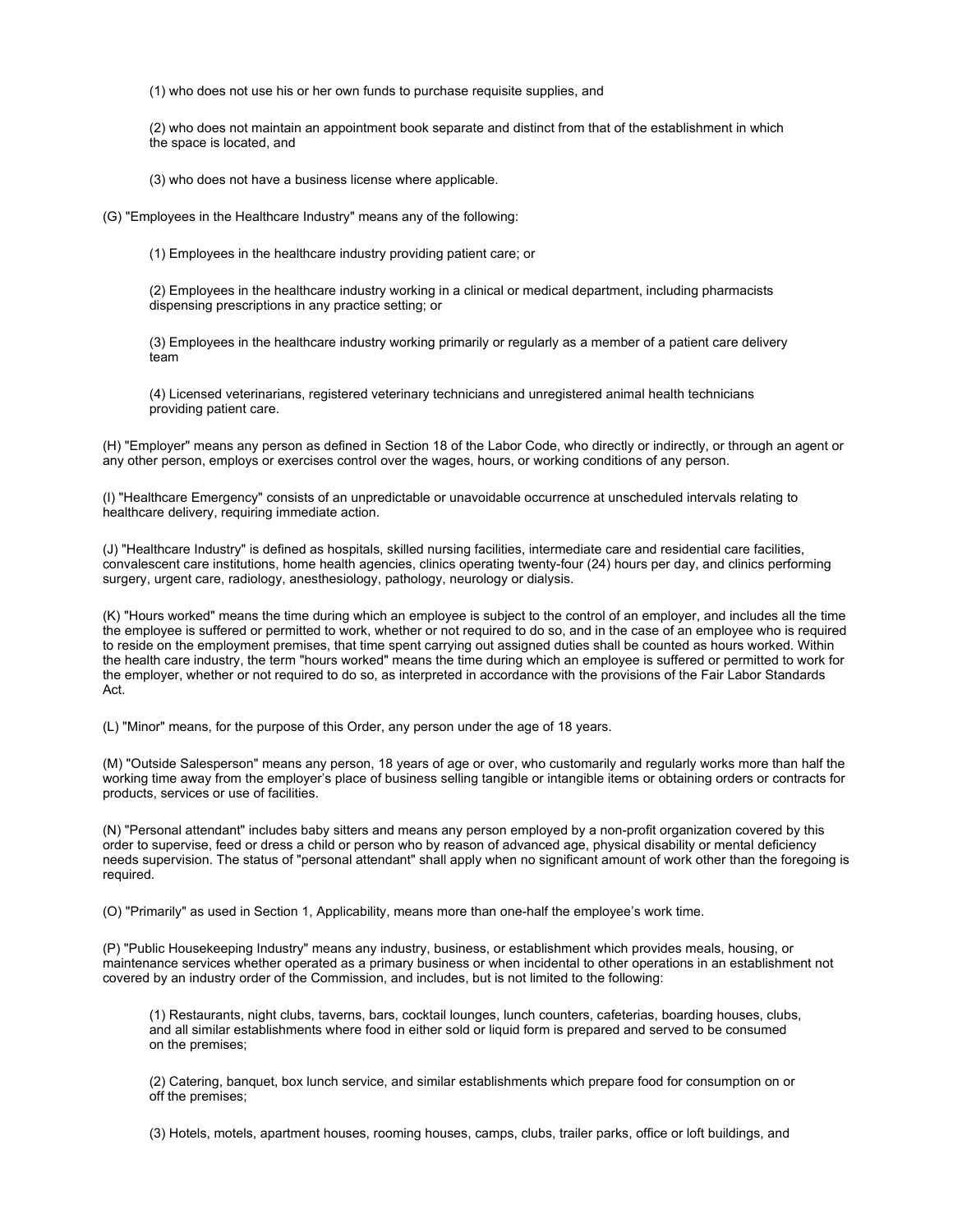(1) who does not use his or her own funds to purchase requisite supplies, and

(2) who does not maintain an appointment book separate and distinct from that of the establishment in which the space is located, and

(3) who does not have a business license where applicable.

(G) "Employees in the Healthcare Industry" means any of the following:

(1) Employees in the healthcare industry providing patient care; or

(2) Employees in the healthcare industry working in a clinical or medical department, including pharmacists dispensing prescriptions in any practice setting; or

(3) Employees in the healthcare industry working primarily or regularly as a member of a patient care delivery team

(4) Licensed veterinarians, registered veterinary technicians and unregistered animal health technicians providing patient care.

(H) "Employer" means any person as defined in Section 18 of the Labor Code, who directly or indirectly, or through an agent or any other person, employs or exercises control over the wages, hours, or working conditions of any person.

(I) "Healthcare Emergency" consists of an unpredictable or unavoidable occurrence at unscheduled intervals relating to healthcare delivery, requiring immediate action.

(J) "Healthcare Industry" is defined as hospitals, skilled nursing facilities, intermediate care and residential care facilities, convalescent care institutions, home health agencies, clinics operating twenty-four (24) hours per day, and clinics performing surgery, urgent care, radiology, anesthesiology, pathology, neurology or dialysis.

(K) "Hours worked" means the time during which an employee is subject to the control of an employer, and includes all the time the employee is suffered or permitted to work, whether or not required to do so, and in the case of an employee who is required to reside on the employment premises, that time spent carrying out assigned duties shall be counted as hours worked. Within the health care industry, the term "hours worked" means the time during which an employee is suffered or permitted to work for the employer, whether or not required to do so, as interpreted in accordance with the provisions of the Fair Labor Standards Act.

(L) "Minor" means, for the purpose of this Order, any person under the age of 18 years.

(M) "Outside Salesperson" means any person, 18 years of age or over, who customarily and regularly works more than half the working time away from the employer's place of business selling tangible or intangible items or obtaining orders or contracts for products, services or use of facilities.

(N) "Personal attendant" includes baby sitters and means any person employed by a non-profit organization covered by this order to supervise, feed or dress a child or person who by reason of advanced age, physical disability or mental deficiency needs supervision. The status of "personal attendant" shall apply when no significant amount of work other than the foregoing is required.

(O) "Primarily" as used in Section 1, Applicability, means more than one-half the employee's work time.

(P) "Public Housekeeping Industry" means any industry, business, or establishment which provides meals, housing, or maintenance services whether operated as a primary business or when incidental to other operations in an establishment not covered by an industry order of the Commission, and includes, but is not limited to the following:

(1) Restaurants, night clubs, taverns, bars, cocktail lounges, lunch counters, cafeterias, boarding houses, clubs, and all similar establishments where food in either sold or liquid form is prepared and served to be consumed on the premises;

(2) Catering, banquet, box lunch service, and similar establishments which prepare food for consumption on or off the premises;

(3) Hotels, motels, apartment houses, rooming houses, camps, clubs, trailer parks, office or loft buildings, and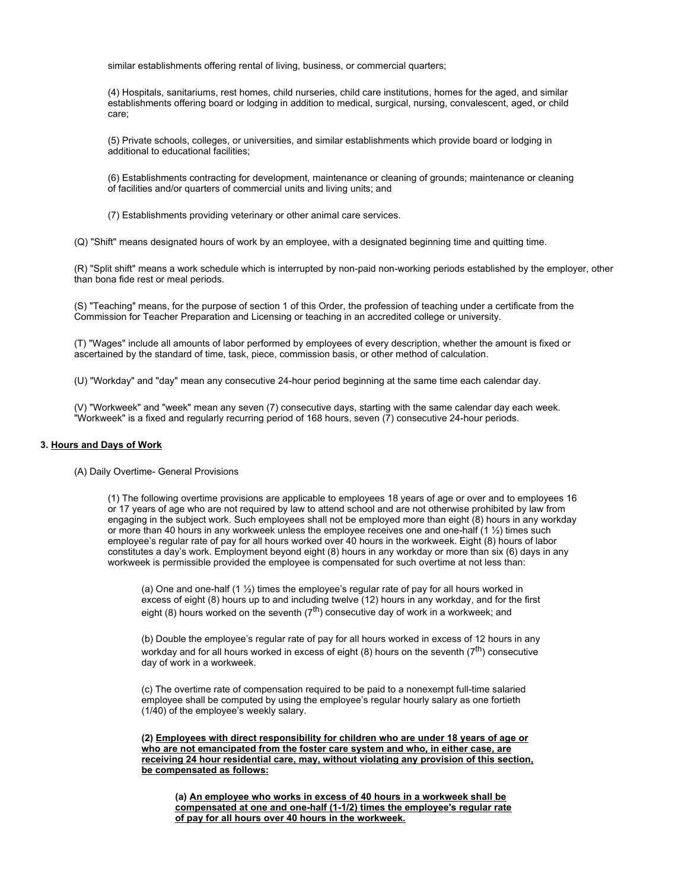similar establishments offering rental of living, business, or commercial quarters;

(4) Hospitals, sanitariums, rest homes, child nurseries, child care institutions, homes for the aged, and similar establishments offering board or lodging in addition to medical, surgical, nursing, convalescent, aged, or child care;

(5) Private schools, colleges, or universities, and similar establishments which provide board or lodging in additional to educational facilities;

(6) Establishments contracting for development, maintenance or cleaning of grounds; maintenance or cleaning of facilities and/or quarters of commercial units and living units; and

(7) Establishments providing veterinary or other animal care services.

(Q) "Shift" means designated hours of work by an employee, with a designated beginning time and quitting time.

(R) "Split shift" means a work schedule which is interrupted by non-paid non-working periods established by the employer, other than bona fide rest or meal periods.

(S) "Teaching" means, for the purpose of section 1 of this Order, the profession of teaching under a certificate from the Commission for Teacher Preparation and Licensing or teaching in an accredited college or university.

(T) "Wages" include all amounts of labor performed by employees of every description, whether the amount is fixed or ascertained by the standard of time, task, piece, commission basis, or other method of calculation.

(U) "Workday" and "day" mean any consecutive 24-hour period beginning at the same time each calendar day.

(V) "Workweek" and "week" mean any seven (7) consecutive days, starting with the same calendar day each week. "Workweek" is a fixed and regularly recurring period of 168 hours, seven (7) consecutive 24-hour periods.

**3. Hours and Days of Work**

(A) Daily Overtime- General Provisions

(1) The following overtime provisions are applicable to employees 18 years of age or over and to employees 16 or 17 years of age who are not required by law to attend school and are not otherwise prohibited by law from engaging in the subject work. Such employees shall not be employed more than eight (8) hours in any workday or more than 40 hours in any workweek unless the employee receives one and one-half (1 ½) times such employee's regular rate of pay for all hours worked over 40 hours in the workweek. Eight (8) hours of labor constitutes a day's work. Employment beyond eight (8) hours in any workday or more than six (6) days in any workweek is permissible provided the employee is compensated for such overtime at not less than:

(a) One and one-half (1 ½) times the employee's regular rate of pay for all hours worked in excess of eight (8) hours up to and including twelve (12) hours in any workday, and for the first eight (8) hours worked on the seventh (7th) consecutive day of work in a workweek; and

(b) Double the employee's regular rate of pay for all hours worked in excess of 12 hours in any workday and for all hours worked in excess of eight (8) hours on the seventh (7th) consecutive day of work in a workweek.

(c) The overtime rate of compensation required to be paid to a nonexempt full-time salaried employee shall be computed by using the employee's regular hourly salary as one fortieth (1/40) of the employee's weekly salary.

**(2) Employees with direct responsibility for children who are under 18 years of age or who are not emancipated from the foster care system and who, in either case, are receiving 24 hour residential care, may, without violating any provision of this section, be compensated as follows:**

**(a) An employee who works in excess of 40 hours in a workweek shall be compensated at one and one-half (1-1/2) times the employee's regular rate of pay for all hours over 40 hours in the workweek.**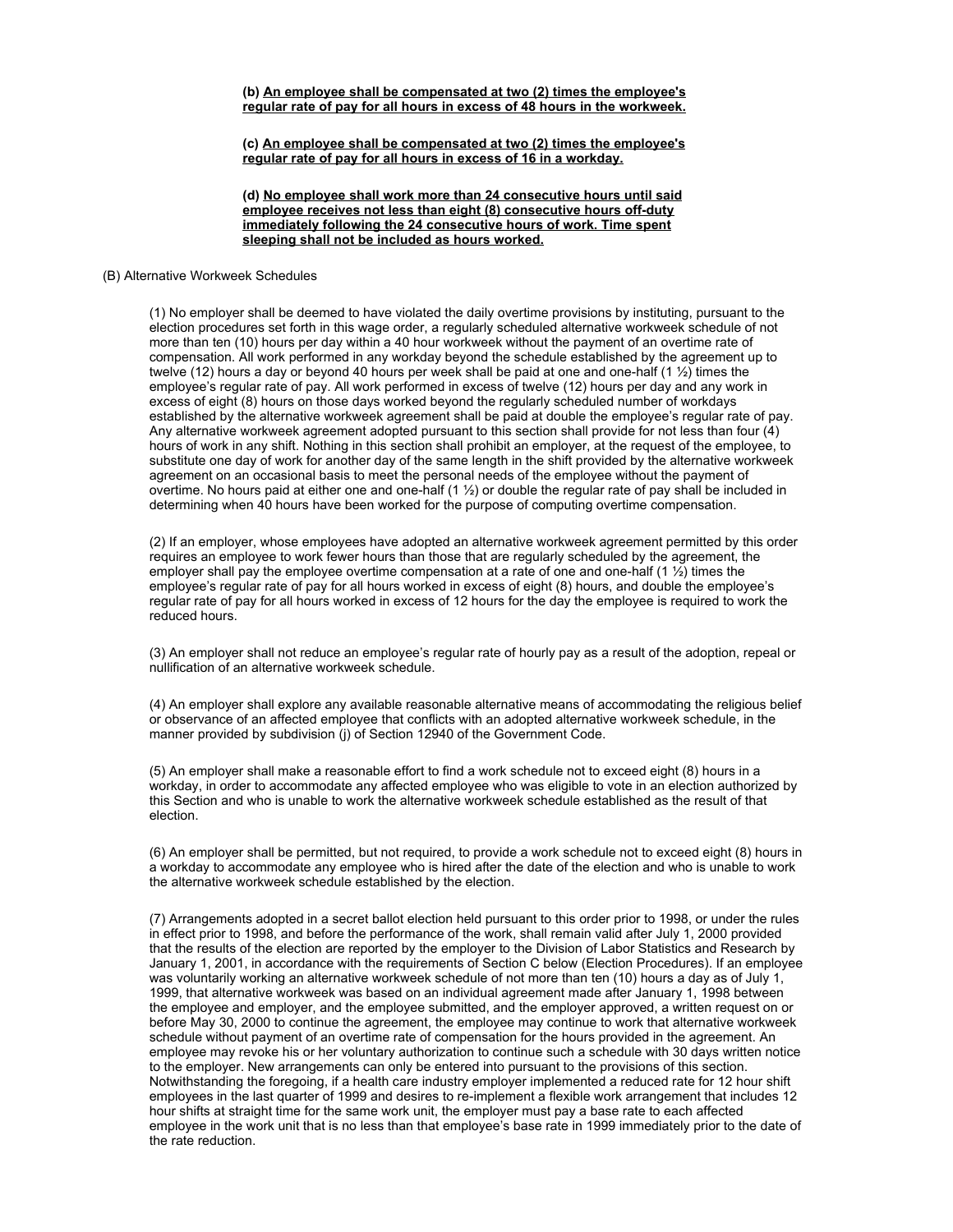**(b) <u>An employee shall be compensated at two (2) times the employee's regular rate of pay for all hours in excess of 48 hours in the workweek.</u>**

**(c) <u>An employee shall be compensated at two (2) times the employee's regular rate of pay for all hours in excess of 16 in a workday.</u>**

**(d) <u>No employee shall work more than 24 consecutive hours until said employee receives not less than eight (8) consecutive hours off-duty immediately following the 24 consecutive hours of work. Time spent sleeping shall not be included as hours worked.</u>**

(B) Alternative Workweek Schedules

(1) No employer shall be deemed to have violated the daily overtime provisions by instituting, pursuant to the election procedures set forth in this wage order, a regularly scheduled alternative workweek schedule of not more than ten (10) hours per day within a 40 hour workweek without the payment of an overtime rate of compensation. All work performed in any workday beyond the schedule established by the agreement up to twelve (12) hours a day or beyond 40 hours per week shall be paid at one and one-half (1 ½) times the employee's regular rate of pay. All work performed in excess of twelve (12) hours per day and any work in excess of eight (8) hours on those days worked beyond the regularly scheduled number of workdays established by the alternative workweek agreement shall be paid at double the employee's regular rate of pay. Any alternative workweek agreement adopted pursuant to this section shall provide for not less than four (4) hours of work in any shift. Nothing in this section shall prohibit an employer, at the request of the employee, to substitute one day of work for another day of the same length in the shift provided by the alternative workweek agreement on an occasional basis to meet the personal needs of the employee without the payment of overtime. No hours paid at either one and one-half (1 ½) or double the regular rate of pay shall be included in determining when 40 hours have been worked for the purpose of computing overtime compensation.

(2) If an employer, whose employees have adopted an alternative workweek agreement permitted by this order requires an employee to work fewer hours than those that are regularly scheduled by the agreement, the employer shall pay the employee overtime compensation at a rate of one and one-half (1 ½) times the employee's regular rate of pay for all hours worked in excess of eight (8) hours, and double the employee's regular rate of pay for all hours worked in excess of 12 hours for the day the employee is required to work the reduced hours.

(3) An employer shall not reduce an employee's regular rate of hourly pay as a result of the adoption, repeal or nullification of an alternative workweek schedule.

(4) An employer shall explore any available reasonable alternative means of accommodating the religious belief or observance of an affected employee that conflicts with an adopted alternative workweek schedule, in the manner provided by subdivision (j) of Section 12940 of the Government Code.

(5) An employer shall make a reasonable effort to find a work schedule not to exceed eight (8) hours in a workday, in order to accommodate any affected employee who was eligible to vote in an election authorized by this Section and who is unable to work the alternative workweek schedule established as the result of that election.

(6) An employer shall be permitted, but not required, to provide a work schedule not to exceed eight (8) hours in a workday to accommodate any employee who is hired after the date of the election and who is unable to work the alternative workweek schedule established by the election.

(7) Arrangements adopted in a secret ballot election held pursuant to this order prior to 1998, or under the rules in effect prior to 1998, and before the performance of the work, shall remain valid after July 1, 2000 provided that the results of the election are reported by the employer to the Division of Labor Statistics and Research by January 1, 2001, in accordance with the requirements of Section C below (Election Procedures). If an employee was voluntarily working an alternative workweek schedule of not more than ten (10) hours a day as of July 1, 1999, that alternative workweek was based on an individual agreement made after January 1, 1998 between the employee and employer, and the employee submitted, and the employer approved, a written request on or before May 30, 2000 to continue the agreement, the employee may continue to work that alternative workweek schedule without payment of an overtime rate of compensation for the hours provided in the agreement. An employee may revoke his or her voluntary authorization to continue such a schedule with 30 days written notice to the employer. New arrangements can only be entered into pursuant to the provisions of this section. Notwithstanding the foregoing, if a health care industry employer implemented a reduced rate for 12 hour shift employees in the last quarter of 1999 and desires to re-implement a flexible work arrangement that includes 12 hour shifts at straight time for the same work unit, the employer must pay a base rate to each affected employee in the work unit that is no less than that employee's base rate in 1999 immediately prior to the date of the rate reduction.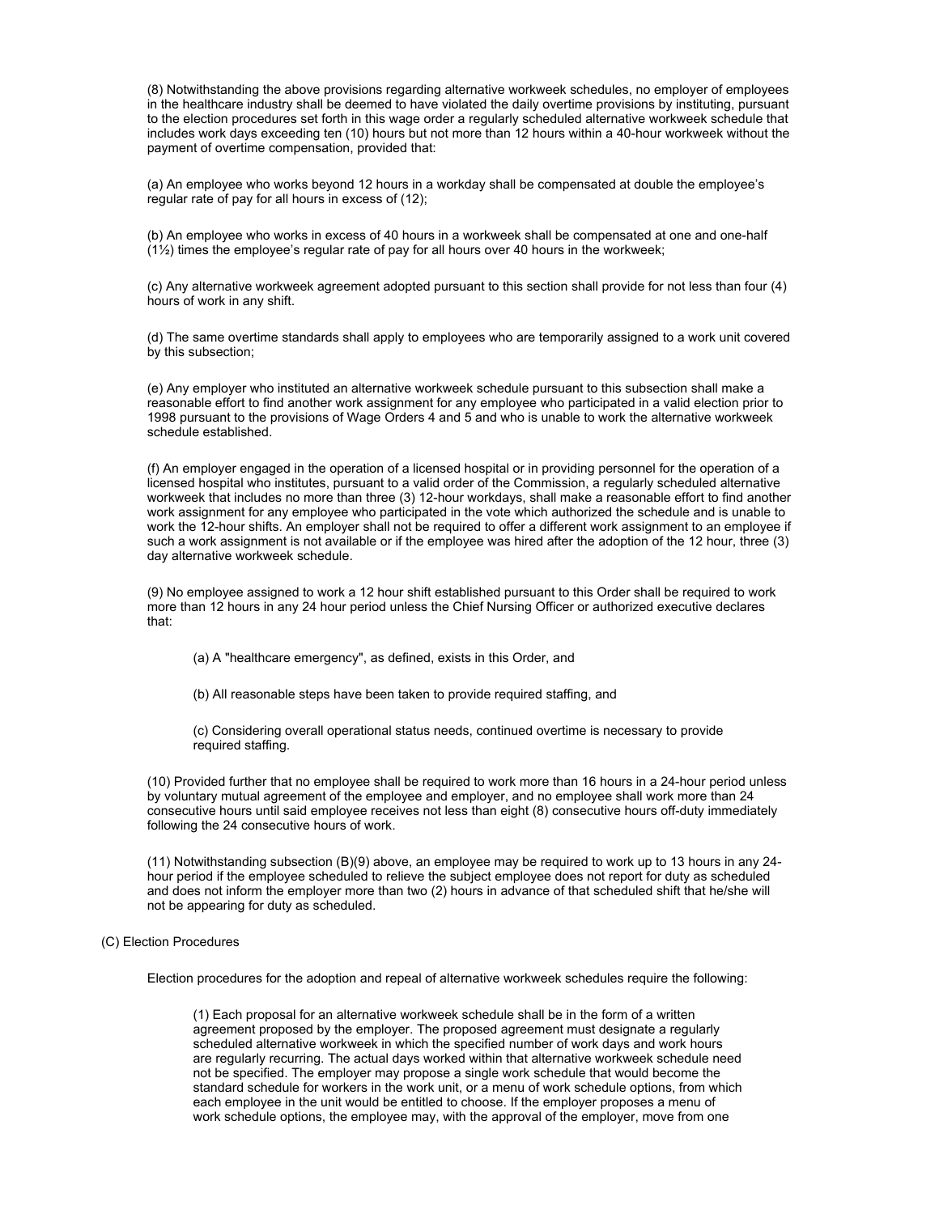(8) Notwithstanding the above provisions regarding alternative workweek schedules, no employer of employees in the healthcare industry shall be deemed to have violated the daily overtime provisions by instituting, pursuant to the election procedures set forth in this wage order a regularly scheduled alternative workweek schedule that includes work days exceeding ten (10) hours but not more than 12 hours within a 40-hour workweek without the payment of overtime compensation, provided that:

(a) An employee who works beyond 12 hours in a workday shall be compensated at double the employee's regular rate of pay for all hours in excess of (12);

(b) An employee who works in excess of 40 hours in a workweek shall be compensated at one and one-half (1½) times the employee's regular rate of pay for all hours over 40 hours in the workweek;

(c) Any alternative workweek agreement adopted pursuant to this section shall provide for not less than four (4) hours of work in any shift.

(d) The same overtime standards shall apply to employees who are temporarily assigned to a work unit covered by this subsection;

(e) Any employer who instituted an alternative workweek schedule pursuant to this subsection shall make a reasonable effort to find another work assignment for any employee who participated in a valid election prior to 1998 pursuant to the provisions of Wage Orders 4 and 5 and who is unable to work the alternative workweek schedule established.

(f) An employer engaged in the operation of a licensed hospital or in providing personnel for the operation of a licensed hospital who institutes, pursuant to a valid order of the Commission, a regularly scheduled alternative workweek that includes no more than three (3) 12-hour workdays, shall make a reasonable effort to find another work assignment for any employee who participated in the vote which authorized the schedule and is unable to work the 12-hour shifts. An employer shall not be required to offer a different work assignment to an employee if such a work assignment is not available or if the employee was hired after the adoption of the 12 hour, three (3) day alternative workweek schedule.

(9) No employee assigned to work a 12 hour shift established pursuant to this Order shall be required to work more than 12 hours in any 24 hour period unless the Chief Nursing Officer or authorized executive declares that:

> (a) A "healthcare emergency", as defined, exists in this Order, and
>
> (b) All reasonable steps have been taken to provide required staffing, and
>
> (c) Considering overall operational status needs, continued overtime is necessary to provide required staffing.

(10) Provided further that no employee shall be required to work more than 16 hours in a 24-hour period unless by voluntary mutual agreement of the employee and employer, and no employee shall work more than 24 consecutive hours until said employee receives not less than eight (8) consecutive hours off-duty immediately following the 24 consecutive hours of work.

(11) Notwithstanding subsection (B)(9) above, an employee may be required to work up to 13 hours in any 24-hour period if the employee scheduled to relieve the subject employee does not report for duty as scheduled and does not inform the employer more than two (2) hours in advance of that scheduled shift that he/she will not be appearing for duty as scheduled.

(C) Election Procedures

Election procedures for the adoption and repeal of alternative workweek schedules require the following:

> (1) Each proposal for an alternative workweek schedule shall be in the form of a written agreement proposed by the employer. The proposed agreement must designate a regularly scheduled alternative workweek in which the specified number of work days and work hours are regularly recurring. The actual days worked within that alternative workweek schedule need not be specified. The employer may propose a single work schedule that would become the standard schedule for workers in the work unit, or a menu of work schedule options, from which each employee in the unit would be entitled to choose. If the employer proposes a menu of work schedule options, the employee may, with the approval of the employer, move from one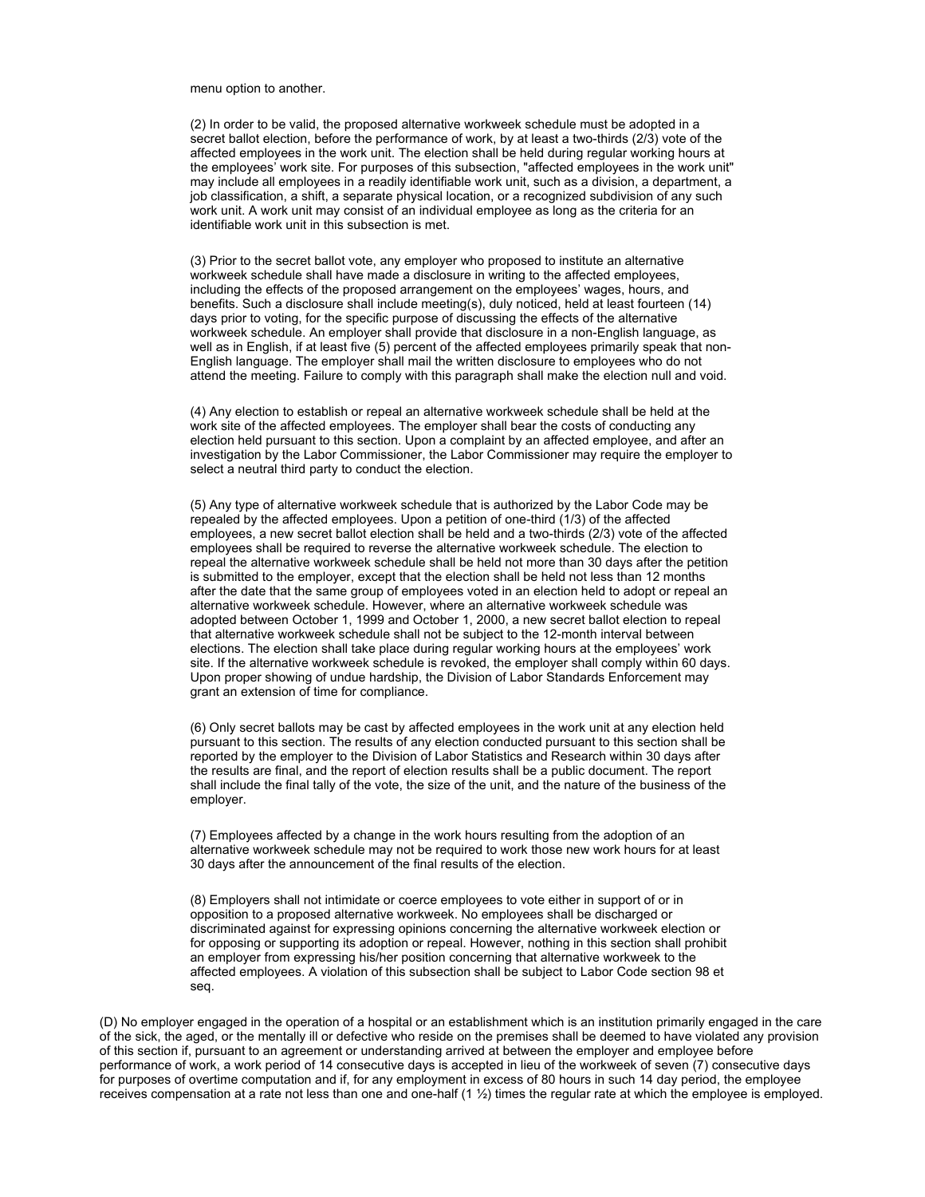menu option to another.

(2) In order to be valid, the proposed alternative workweek schedule must be adopted in a secret ballot election, before the performance of work, by at least a two-thirds (2/3) vote of the affected employees in the work unit. The election shall be held during regular working hours at the employees' work site. For purposes of this subsection, "affected employees in the work unit" may include all employees in a readily identifiable work unit, such as a division, a department, a job classification, a shift, a separate physical location, or a recognized subdivision of any such work unit. A work unit may consist of an individual employee as long as the criteria for an identifiable work unit in this subsection is met.

(3) Prior to the secret ballot vote, any employer who proposed to institute an alternative workweek schedule shall have made a disclosure in writing to the affected employees, including the effects of the proposed arrangement on the employees' wages, hours, and benefits. Such a disclosure shall include meeting(s), duly noticed, held at least fourteen (14) days prior to voting, for the specific purpose of discussing the effects of the alternative workweek schedule. An employer shall provide that disclosure in a non-English language, as well as in English, if at least five (5) percent of the affected employees primarily speak that non-English language. The employer shall mail the written disclosure to employees who do not attend the meeting. Failure to comply with this paragraph shall make the election null and void.

(4) Any election to establish or repeal an alternative workweek schedule shall be held at the work site of the affected employees. The employer shall bear the costs of conducting any election held pursuant to this section. Upon a complaint by an affected employee, and after an investigation by the Labor Commissioner, the Labor Commissioner may require the employer to select a neutral third party to conduct the election.

(5) Any type of alternative workweek schedule that is authorized by the Labor Code may be repealed by the affected employees. Upon a petition of one-third (1/3) of the affected employees, a new secret ballot election shall be held and a two-thirds (2/3) vote of the affected employees shall be required to reverse the alternative workweek schedule. The election to repeal the alternative workweek schedule shall be held not more than 30 days after the petition is submitted to the employer, except that the election shall be held not less than 12 months after the date that the same group of employees voted in an election held to adopt or repeal an alternative workweek schedule. However, where an alternative workweek schedule was adopted between October 1, 1999 and October 1, 2000, a new secret ballot election to repeal that alternative workweek schedule shall not be subject to the 12-month interval between elections. The election shall take place during regular working hours at the employees' work site. If the alternative workweek schedule is revoked, the employer shall comply within 60 days. Upon proper showing of undue hardship, the Division of Labor Standards Enforcement may grant an extension of time for compliance.

(6) Only secret ballots may be cast by affected employees in the work unit at any election held pursuant to this section. The results of any election conducted pursuant to this section shall be reported by the employer to the Division of Labor Statistics and Research within 30 days after the results are final, and the report of election results shall be a public document. The report shall include the final tally of the vote, the size of the unit, and the nature of the business of the employer.

(7) Employees affected by a change in the work hours resulting from the adoption of an alternative workweek schedule may not be required to work those new work hours for at least 30 days after the announcement of the final results of the election.

(8) Employers shall not intimidate or coerce employees to vote either in support of or in opposition to a proposed alternative workweek. No employees shall be discharged or discriminated against for expressing opinions concerning the alternative workweek election or for opposing or supporting its adoption or repeal. However, nothing in this section shall prohibit an employer from expressing his/her position concerning that alternative workweek to the affected employees. A violation of this subsection shall be subject to Labor Code section 98 et seq.

(D) No employer engaged in the operation of a hospital or an establishment which is an institution primarily engaged in the care of the sick, the aged, or the mentally ill or defective who reside on the premises shall be deemed to have violated any provision of this section if, pursuant to an agreement or understanding arrived at between the employer and employee before performance of work, a work period of 14 consecutive days is accepted in lieu of the workweek of seven (7) consecutive days for purposes of overtime computation and if, for any employment in excess of 80 hours in such 14 day period, the employee receives compensation at a rate not less than one and one-half (1 ½) times the regular rate at which the employee is employed.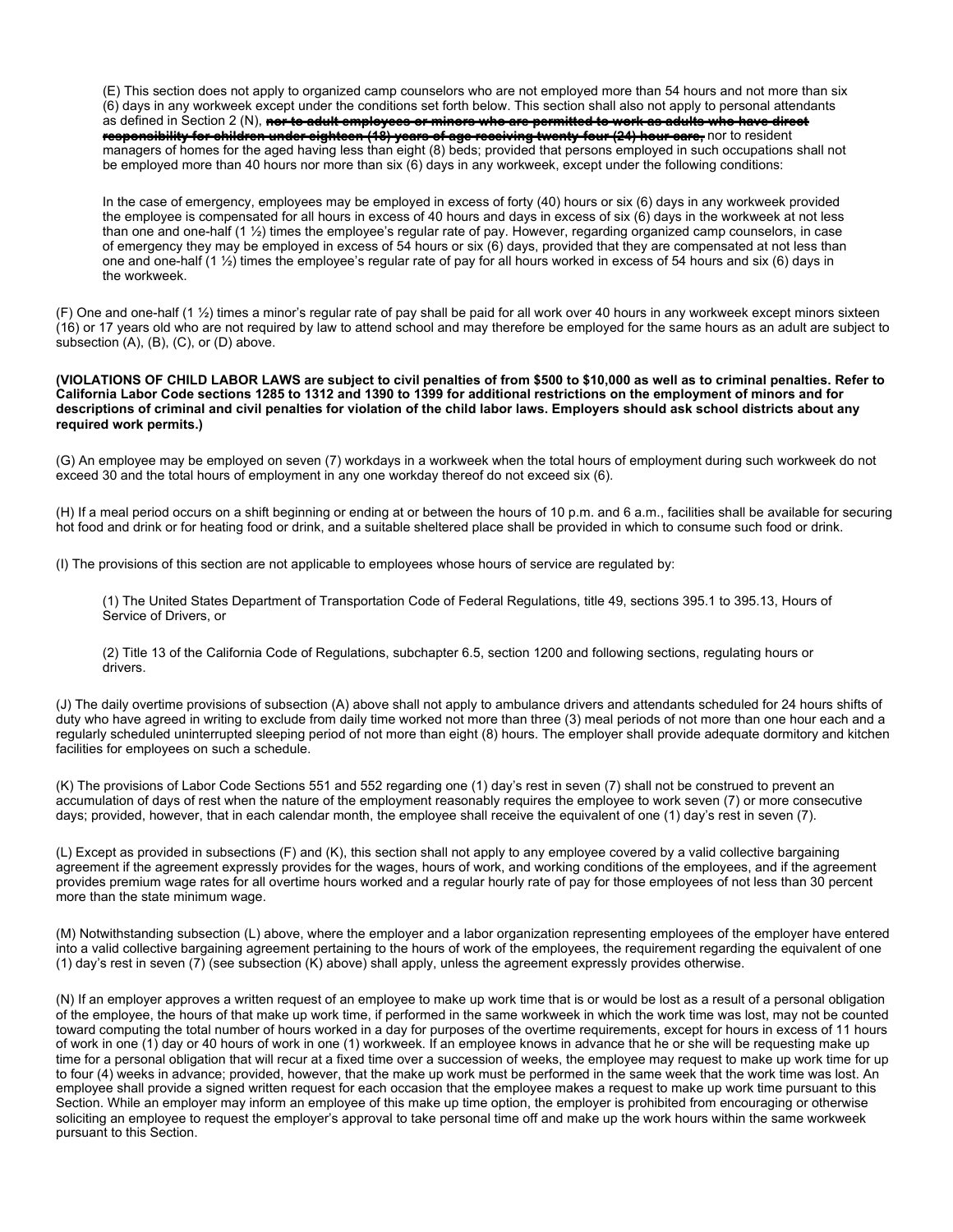(E) This section does not apply to organized camp counselors who are not employed more than 54 hours and not more than six (6) days in any workweek except under the conditions set forth below. This section shall also not apply to personal attendants as defined in Section 2 (N), ~~**nor to adult employees or minors who are permitted to work as adults who have direct responsibility for children under eighteen (18) years of age receiving twenty-four (24) hour care,**~~ nor to resident managers of homes for the aged having less than eight (8) beds; provided that persons employed in such occupations shall not be employed more than 40 hours nor more than six (6) days in any workweek, except under the following conditions:

In the case of emergency, employees may be employed in excess of forty (40) hours or six (6) days in any workweek provided the employee is compensated for all hours in excess of 40 hours and days in excess of six (6) days in the workweek at not less than one and one-half (1 ½) times the employee's regular rate of pay. However, regarding organized camp counselors, in case of emergency they may be employed in excess of 54 hours or six (6) days, provided that they are compensated at not less than one and one-half (1 ½) times the employee's regular rate of pay for all hours worked in excess of 54 hours and six (6) days in the workweek.

(F) One and one-half (1 ½) times a minor's regular rate of pay shall be paid for all work over 40 hours in any workweek except minors sixteen (16) or 17 years old who are not required by law to attend school and may therefore be employed for the same hours as an adult are subject to subsection (A), (B), (C), or (D) above.

**(VIOLATIONS OF CHILD LABOR LAWS are subject to civil penalties of from $500 to $10,000 as well as to criminal penalties. Refer to California Labor Code sections 1285 to 1312 and 1390 to 1399 for additional restrictions on the employment of minors and for descriptions of criminal and civil penalties for violation of the child labor laws. Employers should ask school districts about any required work permits.)**

(G) An employee may be employed on seven (7) workdays in a workweek when the total hours of employment during such workweek do not exceed 30 and the total hours of employment in any one workday thereof do not exceed six (6).

(H) If a meal period occurs on a shift beginning or ending at or between the hours of 10 p.m. and 6 a.m., facilities shall be available for securing hot food and drink or for heating food or drink, and a suitable sheltered place shall be provided in which to consume such food or drink.

(I) The provisions of this section are not applicable to employees whose hours of service are regulated by:

(1) The United States Department of Transportation Code of Federal Regulations, title 49, sections 395.1 to 395.13, Hours of Service of Drivers, or

(2) Title 13 of the California Code of Regulations, subchapter 6.5, section 1200 and following sections, regulating hours or drivers.

(J) The daily overtime provisions of subsection (A) above shall not apply to ambulance drivers and attendants scheduled for 24 hours shifts of duty who have agreed in writing to exclude from daily time worked not more than three (3) meal periods of not more than one hour each and a regularly scheduled uninterrupted sleeping period of not more than eight (8) hours. The employer shall provide adequate dormitory and kitchen facilities for employees on such a schedule.

(K) The provisions of Labor Code Sections 551 and 552 regarding one (1) day's rest in seven (7) shall not be construed to prevent an accumulation of days of rest when the nature of the employment reasonably requires the employee to work seven (7) or more consecutive days; provided, however, that in each calendar month, the employee shall receive the equivalent of one (1) day's rest in seven (7).

(L) Except as provided in subsections (F) and (K), this section shall not apply to any employee covered by a valid collective bargaining agreement if the agreement expressly provides for the wages, hours of work, and working conditions of the employees, and if the agreement provides premium wage rates for all overtime hours worked and a regular hourly rate of pay for those employees of not less than 30 percent more than the state minimum wage.

(M) Notwithstanding subsection (L) above, where the employer and a labor organization representing employees of the employer have entered into a valid collective bargaining agreement pertaining to the hours of work of the employees, the requirement regarding the equivalent of one (1) day's rest in seven (7) (see subsection (K) above) shall apply, unless the agreement expressly provides otherwise.

(N) If an employer approves a written request of an employee to make up work time that is or would be lost as a result of a personal obligation of the employee, the hours of that make up work time, if performed in the same workweek in which the work time was lost, may not be counted toward computing the total number of hours worked in a day for purposes of the overtime requirements, except for hours in excess of 11 hours of work in one (1) day or 40 hours of work in one (1) workweek. If an employee knows in advance that he or she will be requesting make up time for a personal obligation that will recur at a fixed time over a succession of weeks, the employee may request to make up work time for up to four (4) weeks in advance; provided, however, that the make up work must be performed in the same week that the work time was lost. An employee shall provide a signed written request for each occasion that the employee makes a request to make up work time pursuant to this Section. While an employer may inform an employee of this make up time option, the employer is prohibited from encouraging or otherwise soliciting an employee to request the employer's approval to take personal time off and make up the work hours within the same workweek pursuant to this Section.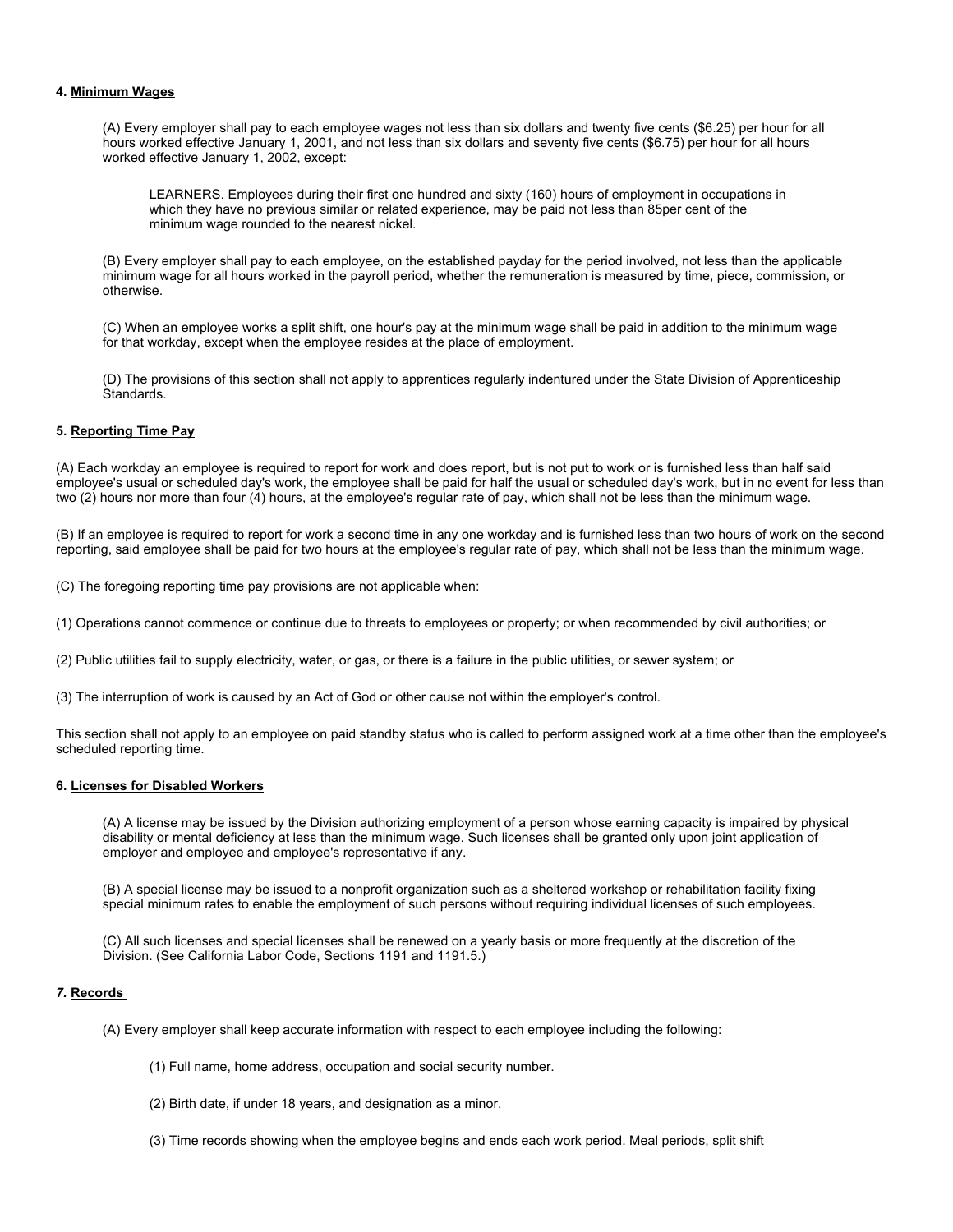**4. Minimum Wages**

(A) Every employer shall pay to each employee wages not less than six dollars and twenty five cents ($6.25) per hour for all hours worked effective January 1, 2001, and not less than six dollars and seventy five cents ($6.75) per hour for all hours worked effective January 1, 2002, except:

LEARNERS. Employees during their first one hundred and sixty (160) hours of employment in occupations in which they have no previous similar or related experience, may be paid not less than 85per cent of the minimum wage rounded to the nearest nickel.

(B) Every employer shall pay to each employee, on the established payday for the period involved, not less than the applicable minimum wage for all hours worked in the payroll period, whether the remuneration is measured by time, piece, commission, or otherwise.

(C) When an employee works a split shift, one hour's pay at the minimum wage shall be paid in addition to the minimum wage for that workday, except when the employee resides at the place of employment.

(D) The provisions of this section shall not apply to apprentices regularly indentured under the State Division of Apprenticeship Standards.

**5. Reporting Time Pay**

(A) Each workday an employee is required to report for work and does report, but is not put to work or is furnished less than half said employee's usual or scheduled day's work, the employee shall be paid for half the usual or scheduled day's work, but in no event for less than two (2) hours nor more than four (4) hours, at the employee's regular rate of pay, which shall not be less than the minimum wage.

(B) If an employee is required to report for work a second time in any one workday and is furnished less than two hours of work on the second reporting, said employee shall be paid for two hours at the employee's regular rate of pay, which shall not be less than the minimum wage.

(C) The foregoing reporting time pay provisions are not applicable when:

(1) Operations cannot commence or continue due to threats to employees or property; or when recommended by civil authorities; or

(2) Public utilities fail to supply electricity, water, or gas, or there is a failure in the public utilities, or sewer system; or

(3) The interruption of work is caused by an Act of God or other cause not within the employer's control.

This section shall not apply to an employee on paid standby status who is called to perform assigned work at a time other than the employee's scheduled reporting time.

**6. Licenses for Disabled Workers**

(A) A license may be issued by the Division authorizing employment of a person whose earning capacity is impaired by physical disability or mental deficiency at less than the minimum wage. Such licenses shall be granted only upon joint application of employer and employee and employee's representative if any.

(B) A special license may be issued to a nonprofit organization such as a sheltered workshop or rehabilitation facility fixing special minimum rates to enable the employment of such persons without requiring individual licenses of such employees.

(C) All such licenses and special licenses shall be renewed on a yearly basis or more frequently at the discretion of the Division. (See California Labor Code, Sections 1191 and 1191.5.)

**7. Records**

(A) Every employer shall keep accurate information with respect to each employee including the following:

(1) Full name, home address, occupation and social security number.

(2) Birth date, if under 18 years, and designation as a minor.

(3) Time records showing when the employee begins and ends each work period. Meal periods, split shift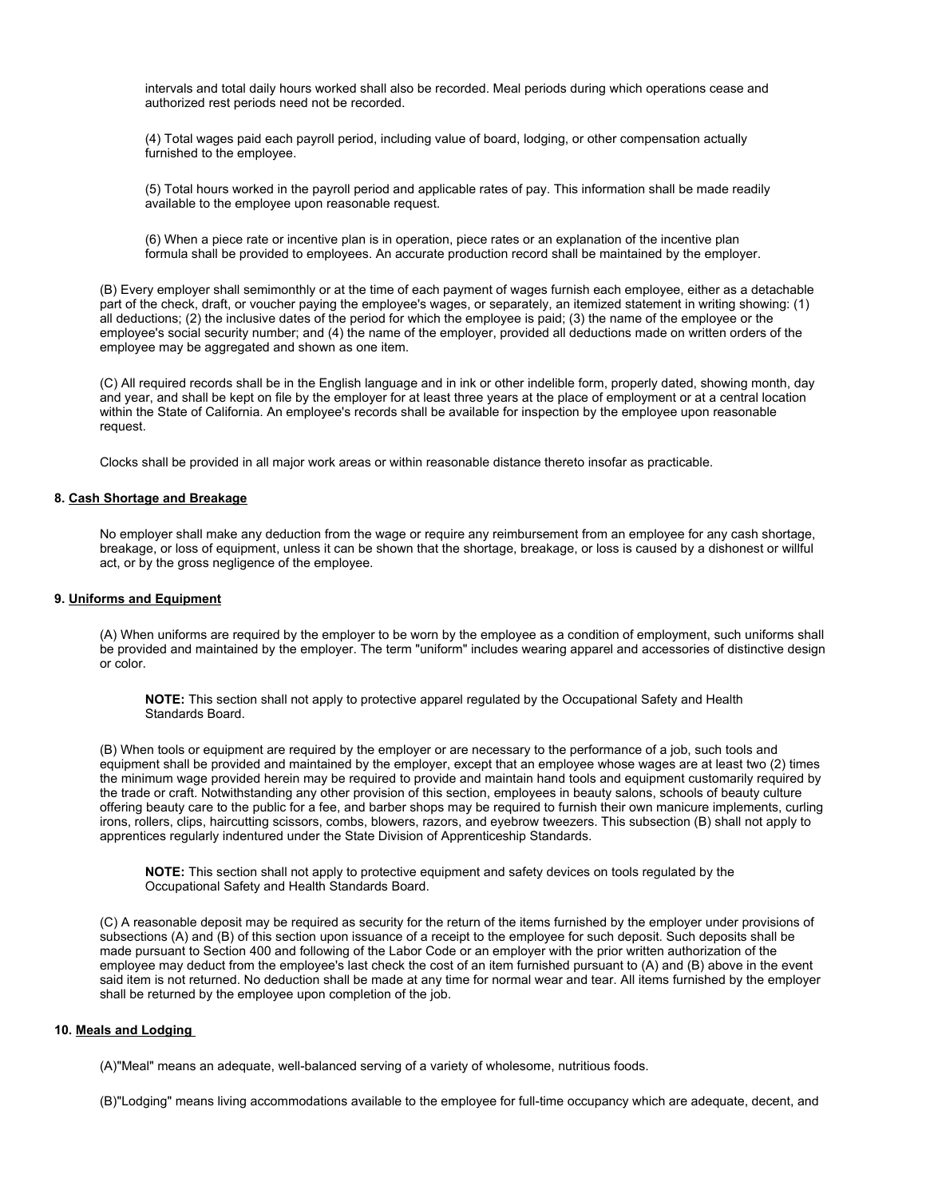intervals and total daily hours worked shall also be recorded. Meal periods during which operations cease and authorized rest periods need not be recorded.

(4) Total wages paid each payroll period, including value of board, lodging, or other compensation actually furnished to the employee.

(5) Total hours worked in the payroll period and applicable rates of pay. This information shall be made readily available to the employee upon reasonable request.

(6) When a piece rate or incentive plan is in operation, piece rates or an explanation of the incentive plan formula shall be provided to employees. An accurate production record shall be maintained by the employer.

(B) Every employer shall semimonthly or at the time of each payment of wages furnish each employee, either as a detachable part of the check, draft, or voucher paying the employee's wages, or separately, an itemized statement in writing showing: (1) all deductions; (2) the inclusive dates of the period for which the employee is paid; (3) the name of the employee or the employee's social security number; and (4) the name of the employer, provided all deductions made on written orders of the employee may be aggregated and shown as one item.

(C) All required records shall be in the English language and in ink or other indelible form, properly dated, showing month, day and year, and shall be kept on file by the employer for at least three years at the place of employment or at a central location within the State of California. An employee's records shall be available for inspection by the employee upon reasonable request.

Clocks shall be provided in all major work areas or within reasonable distance thereto insofar as practicable.

### 8. Cash Shortage and Breakage

No employer shall make any deduction from the wage or require any reimbursement from an employee for any cash shortage, breakage, or loss of equipment, unless it can be shown that the shortage, breakage, or loss is caused by a dishonest or willful act, or by the gross negligence of the employee.

### 9. Uniforms and Equipment

(A) When uniforms are required by the employer to be worn by the employee as a condition of employment, such uniforms shall be provided and maintained by the employer. The term "uniform" includes wearing apparel and accessories of distinctive design or color.

**NOTE:** This section shall not apply to protective apparel regulated by the Occupational Safety and Health Standards Board.

(B) When tools or equipment are required by the employer or are necessary to the performance of a job, such tools and equipment shall be provided and maintained by the employer, except that an employee whose wages are at least two (2) times the minimum wage provided herein may be required to provide and maintain hand tools and equipment customarily required by the trade or craft. Notwithstanding any other provision of this section, employees in beauty salons, schools of beauty culture offering beauty care to the public for a fee, and barber shops may be required to furnish their own manicure implements, curling irons, rollers, clips, haircutting scissors, combs, blowers, razors, and eyebrow tweezers. This subsection (B) shall not apply to apprentices regularly indentured under the State Division of Apprenticeship Standards.

**NOTE:** This section shall not apply to protective equipment and safety devices on tools regulated by the Occupational Safety and Health Standards Board.

(C) A reasonable deposit may be required as security for the return of the items furnished by the employer under provisions of subsections (A) and (B) of this section upon issuance of a receipt to the employee for such deposit. Such deposits shall be made pursuant to Section 400 and following of the Labor Code or an employer with the prior written authorization of the employee may deduct from the employee's last check the cost of an item furnished pursuant to (A) and (B) above in the event said item is not returned. No deduction shall be made at any time for normal wear and tear. All items furnished by the employer shall be returned by the employee upon completion of the job.

### 10. Meals and Lodging

(A)"Meal" means an adequate, well-balanced serving of a variety of wholesome, nutritious foods.

(B)"Lodging" means living accommodations available to the employee for full-time occupancy which are adequate, decent, and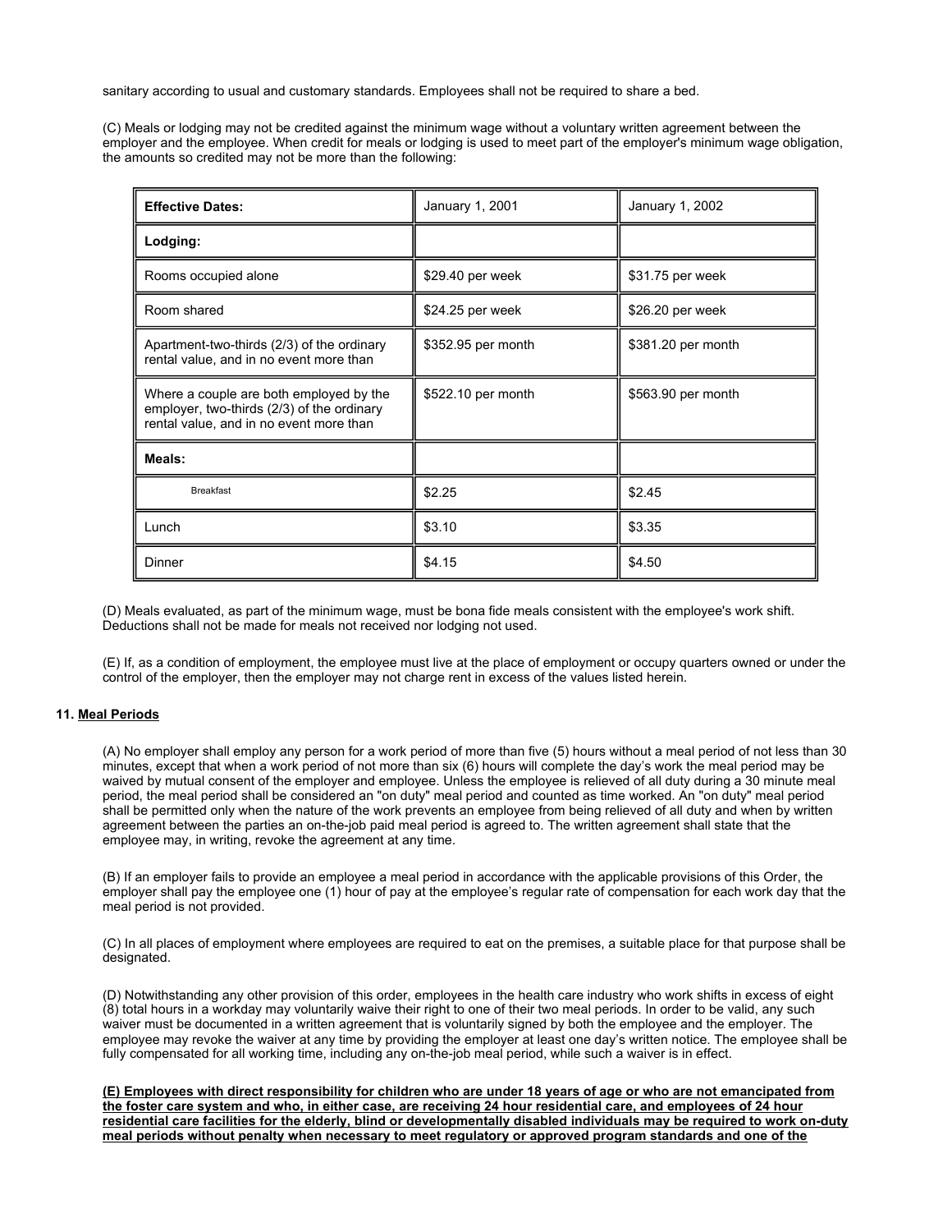sanitary according to usual and customary standards. Employees shall not be required to share a bed.

(C) Meals or lodging may not be credited against the minimum wage without a voluntary written agreement between the employer and the employee. When credit for meals or lodging is used to meet part of the employer's minimum wage obligation, the amounts so credited may not be more than the following:

| **Effective Dates:** | January 1, 2001 | January 1, 2002 |
|---|---|---|
| **Lodging:** | | |
| Rooms occupied alone | $29.40 per week | $31.75 per week |
| Room shared | $24.25 per week | $26.20 per week |
| Apartment-two-thirds (2/3) of the ordinary rental value, and in no event more than | $352.95 per month | $381.20 per month |
| Where a couple are both employed by the employer, two-thirds (2/3) of the ordinary rental value, and in no event more than | $522.10 per month | $563.90 per month |
| **Meals:** | | |
| Breakfast | $2.25 | $2.45 |
| Lunch | $3.10 | $3.35 |
| Dinner | $4.15 | $4.50 |

(D) Meals evaluated, as part of the minimum wage, must be bona fide meals consistent with the employee's work shift. Deductions shall not be made for meals not received nor lodging not used.

(E) If, as a condition of employment, the employee must live at the place of employment or occupy quarters owned or under the control of the employer, then the employer may not charge rent in excess of the values listed herein.

### 11. Meal Periods

(A) No employer shall employ any person for a work period of more than five (5) hours without a meal period of not less than 30 minutes, except that when a work period of not more than six (6) hours will complete the day's work the meal period may be waived by mutual consent of the employer and employee. Unless the employee is relieved of all duty during a 30 minute meal period, the meal period shall be considered an "on duty" meal period and counted as time worked. An "on duty" meal period shall be permitted only when the nature of the work prevents an employee from being relieved of all duty and when by written agreement between the parties an on-the-job paid meal period is agreed to. The written agreement shall state that the employee may, in writing, revoke the agreement at any time.

(B) If an employer fails to provide an employee a meal period in accordance with the applicable provisions of this Order, the employer shall pay the employee one (1) hour of pay at the employee's regular rate of compensation for each work day that the meal period is not provided.

(C) In all places of employment where employees are required to eat on the premises, a suitable place for that purpose shall be designated.

(D) Notwithstanding any other provision of this order, employees in the health care industry who work shifts in excess of eight (8) total hours in a workday may voluntarily waive their right to one of their two meal periods. In order to be valid, any such waiver must be documented in a written agreement that is voluntarily signed by both the employee and the employer. The employee may revoke the waiver at any time by providing the employer at least one day's written notice. The employee shall be fully compensated for all working time, including any on-the-job meal period, while such a waiver is in effect.

**(E) Employees with direct responsibility for children who are under 18 years of age or who are not emancipated from the foster care system and who, in either case, are receiving 24 hour residential care, and employees of 24 hour residential care facilities for the elderly, blind or developmentally disabled individuals may be required to work on-duty meal periods without penalty when necessary to meet regulatory or approved program standards and one of the**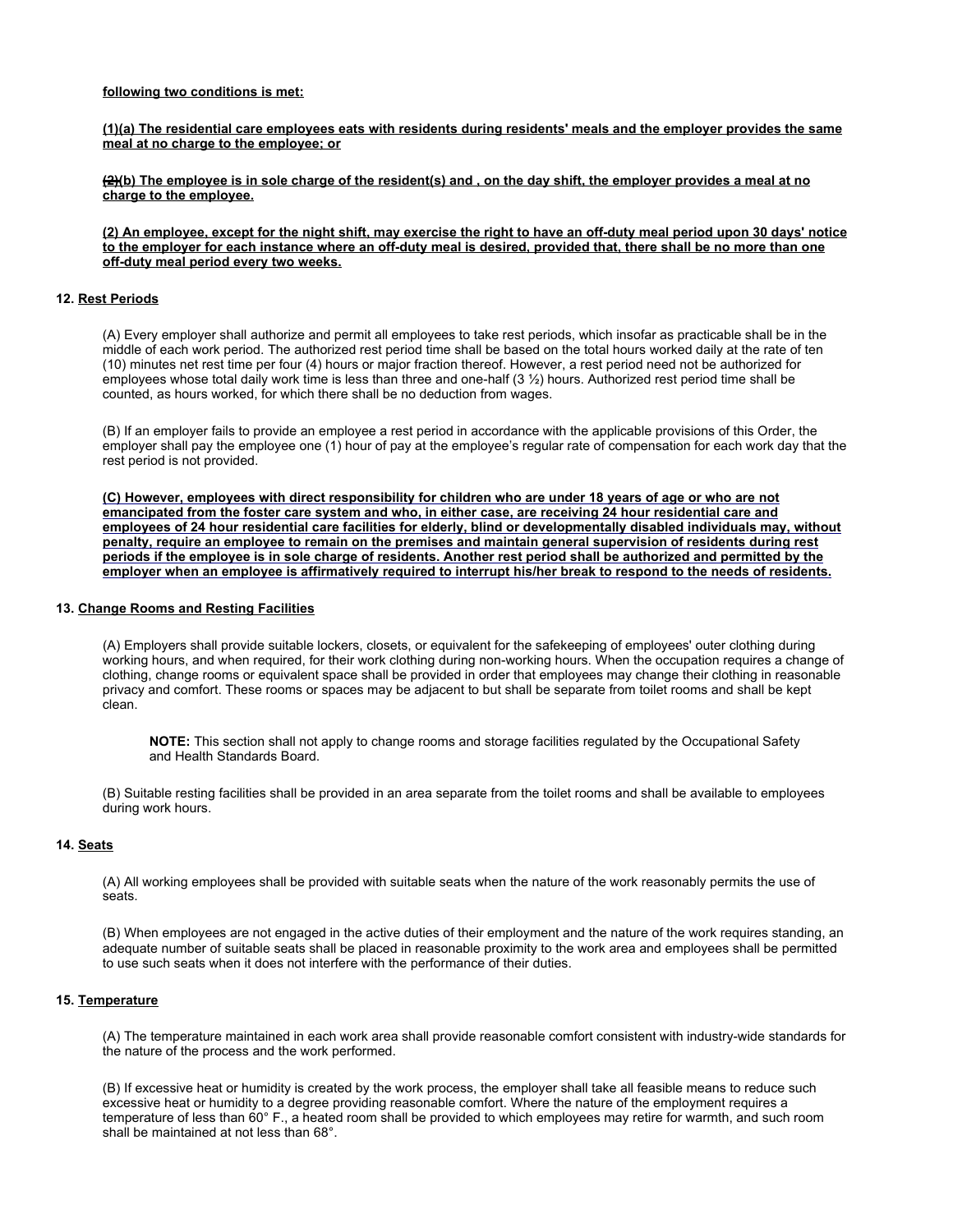**following two conditions is met:**

**(1)(a) The residential care employees eats with residents during residents' meals and the employer provides the same meal at no charge to the employee; or**

**~~(2)~~(b) The employee is in sole charge of the resident(s) and , on the day shift, the employer provides a meal at no charge to the employee.**

**(2) An employee, except for the night shift, may exercise the right to have an off-duty meal period upon 30 days' notice to the employer for each instance where an off-duty meal is desired, provided that, there shall be no more than one off-duty meal period every two weeks.**

### 12. Rest Periods

(A) Every employer shall authorize and permit all employees to take rest periods, which insofar as practicable shall be in the middle of each work period. The authorized rest period time shall be based on the total hours worked daily at the rate of ten (10) minutes net rest time per four (4) hours or major fraction thereof. However, a rest period need not be authorized for employees whose total daily work time is less than three and one-half (3 ½) hours. Authorized rest period time shall be counted, as hours worked, for which there shall be no deduction from wages.

(B) If an employer fails to provide an employee a rest period in accordance with the applicable provisions of this Order, the employer shall pay the employee one (1) hour of pay at the employee's regular rate of compensation for each work day that the rest period is not provided.

**(C) However, employees with direct responsibility for children who are under 18 years of age or who are not emancipated from the foster care system and who, in either case, are receiving 24 hour residential care and employees of 24 hour residential care facilities for elderly, blind or developmentally disabled individuals may, without penalty, require an employee to remain on the premises and maintain general supervision of residents during rest periods if the employee is in sole charge of residents. Another rest period shall be authorized and permitted by the employer when an employee is affirmatively required to interrupt his/her break to respond to the needs of residents.**

### 13. Change Rooms and Resting Facilities

(A) Employers shall provide suitable lockers, closets, or equivalent for the safekeeping of employees' outer clothing during working hours, and when required, for their work clothing during non-working hours. When the occupation requires a change of clothing, change rooms or equivalent space shall be provided in order that employees may change their clothing in reasonable privacy and comfort. These rooms or spaces may be adjacent to but shall be separate from toilet rooms and shall be kept clean.

> **NOTE:** This section shall not apply to change rooms and storage facilities regulated by the Occupational Safety and Health Standards Board.

(B) Suitable resting facilities shall be provided in an area separate from the toilet rooms and shall be available to employees during work hours.

### 14. Seats

(A) All working employees shall be provided with suitable seats when the nature of the work reasonably permits the use of seats.

(B) When employees are not engaged in the active duties of their employment and the nature of the work requires standing, an adequate number of suitable seats shall be placed in reasonable proximity to the work area and employees shall be permitted to use such seats when it does not interfere with the performance of their duties.

### 15. Temperature

(A) The temperature maintained in each work area shall provide reasonable comfort consistent with industry-wide standards for the nature of the process and the work performed.

(B) If excessive heat or humidity is created by the work process, the employer shall take all feasible means to reduce such excessive heat or humidity to a degree providing reasonable comfort. Where the nature of the employment requires a temperature of less than 60° F., a heated room shall be provided to which employees may retire for warmth, and such room shall be maintained at not less than 68°.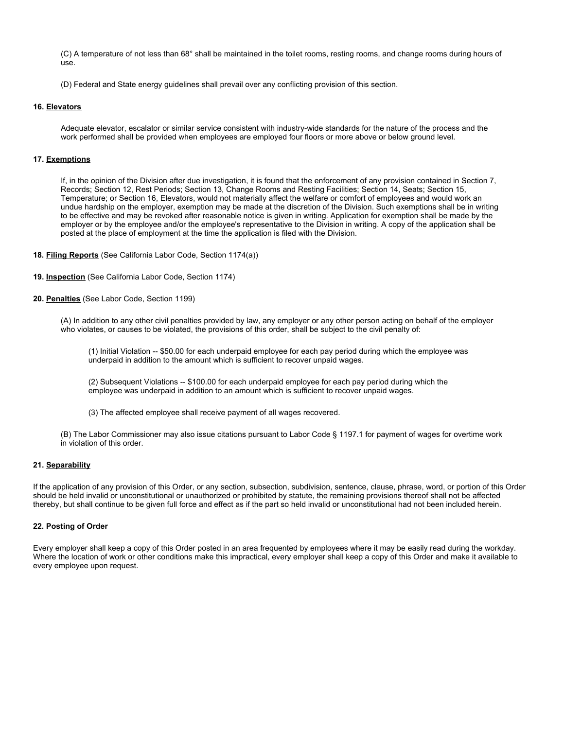(C) A temperature of not less than 68° shall be maintained in the toilet rooms, resting rooms, and change rooms during hours of use.

(D) Federal and State energy guidelines shall prevail over any conflicting provision of this section.

**16. Elevators**

Adequate elevator, escalator or similar service consistent with industry-wide standards for the nature of the process and the work performed shall be provided when employees are employed four floors or more above or below ground level.

**17. Exemptions**

If, in the opinion of the Division after due investigation, it is found that the enforcement of any provision contained in Section 7, Records; Section 12, Rest Periods; Section 13, Change Rooms and Resting Facilities; Section 14, Seats; Section 15, Temperature; or Section 16, Elevators, would not materially affect the welfare or comfort of employees and would work an undue hardship on the employer, exemption may be made at the discretion of the Division. Such exemptions shall be in writing to be effective and may be revoked after reasonable notice is given in writing. Application for exemption shall be made by the employer or by the employee and/or the employee's representative to the Division in writing. A copy of the application shall be posted at the place of employment at the time the application is filed with the Division.

**18. Filing Reports** (See California Labor Code, Section 1174(a))

**19. Inspection** (See California Labor Code, Section 1174)

**20. Penalties** (See Labor Code, Section 1199)

(A) In addition to any other civil penalties provided by law, any employer or any other person acting on behalf of the employer who violates, or causes to be violated, the provisions of this order, shall be subject to the civil penalty of:

(1) Initial Violation -- $50.00 for each underpaid employee for each pay period during which the employee was underpaid in addition to the amount which is sufficient to recover unpaid wages.

(2) Subsequent Violations -- $100.00 for each underpaid employee for each pay period during which the employee was underpaid in addition to an amount which is sufficient to recover unpaid wages.

(3) The affected employee shall receive payment of all wages recovered.

(B) The Labor Commissioner may also issue citations pursuant to Labor Code § 1197.1 for payment of wages for overtime work in violation of this order.

**21. Separability**

If the application of any provision of this Order, or any section, subsection, subdivision, sentence, clause, phrase, word, or portion of this Order should be held invalid or unconstitutional or unauthorized or prohibited by statute, the remaining provisions thereof shall not be affected thereby, but shall continue to be given full force and effect as if the part so held invalid or unconstitutional had not been included herein.

**22. Posting of Order**

Every employer shall keep a copy of this Order posted in an area frequented by employees where it may be easily read during the workday. Where the location of work or other conditions make this impractical, every employer shall keep a copy of this Order and make it available to every employee upon request.